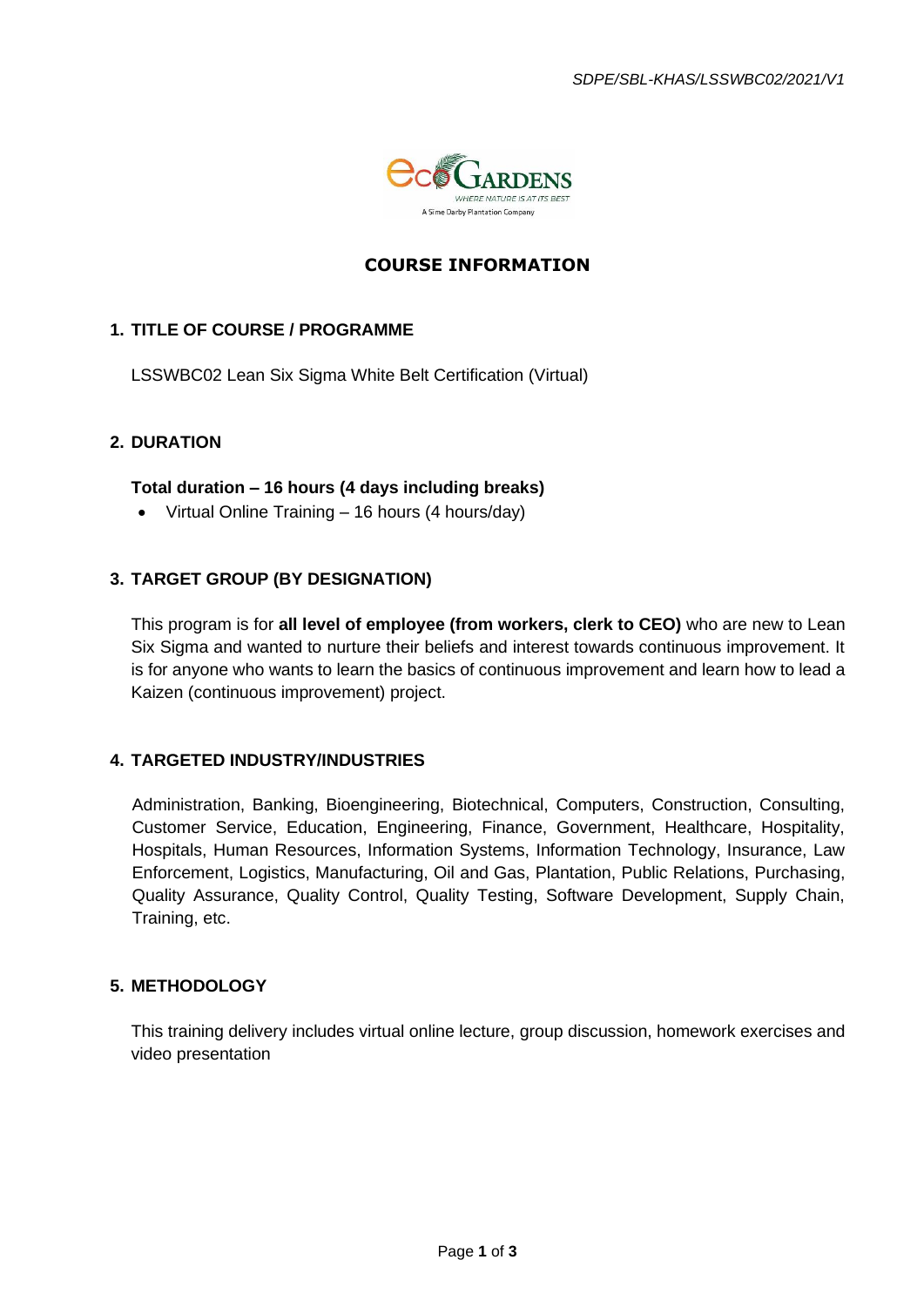# COURSE INFORMATION

## 1. TITLE OF COURSE / PROGRAMME

LSSWBC02 Lean Six Sigma White Belt Certification (Virtual)

## 2. DURATION

**Total duration – 16 hours (4 days including breaks)**

- Virtual Online Training – 16 hours (4 hours/day)

## 3. TARGET GROUP (BY DESIGNATION)

This program is for **all level of employee (from workers, clerk to CEO)** who are new to Lean Six Sigma and wanted to nurture their beliefs and interest towards continuous improvement. It is for anyone who wants to learn the basics of continuous improvement and learn how to lead a Kaizen (continuous improvement) project.

## 4. TARGETED INDUSTRY/INDUSTRIES

Administration, Banking, Bioengineering, Biotechnical, Computers, Construction, Consulting, Customer Service, Education, Engineering, Finance, Government, Healthcare, Hospitality, Hospitals, Human Resources, Information Systems, Information Technology, Insurance, Law Enforcement, Logistics, Manufacturing, Oil and Gas, Plantation, Public Relations, Purchasing, Quality Assurance, Quality Control, Quality Testing, Software Development, Supply Chain, Training, etc.

## 5. METHODOLOGY

This training delivery includes virtual online lecture, group discussion, homework exercises and video presentation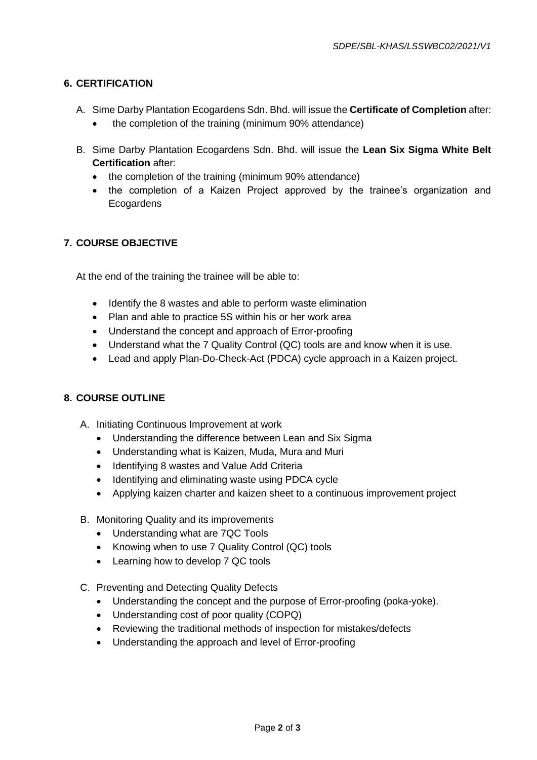## 6. CERTIFICATION

A. Sime Darby Plantation Ecogardens Sdn. Bhd. will issue the **Certificate of Completion** after:
   - the completion of the training (minimum 90% attendance)

B. Sime Darby Plantation Ecogardens Sdn. Bhd. will issue the **Lean Six Sigma White Belt Certification** after:
   - the completion of the training (minimum 90% attendance)
   - the completion of a Kaizen Project approved by the trainee's organization and Ecogardens

## 7. COURSE OBJECTIVE

At the end of the training the trainee will be able to:

- Identify the 8 wastes and able to perform waste elimination
- Plan and able to practice 5S within his or her work area
- Understand the concept and approach of Error-proofing
- Understand what the 7 Quality Control (QC) tools are and know when it is use.
- Lead and apply Plan-Do-Check-Act (PDCA) cycle approach in a Kaizen project.

## 8. COURSE OUTLINE

A. Initiating Continuous Improvement at work
   - Understanding the difference between Lean and Six Sigma
   - Understanding what is Kaizen, Muda, Mura and Muri
   - Identifying 8 wastes and Value Add Criteria
   - Identifying and eliminating waste using PDCA cycle
   - Applying kaizen charter and kaizen sheet to a continuous improvement project

B. Monitoring Quality and its improvements
   - Understanding what are 7QC Tools
   - Knowing when to use 7 Quality Control (QC) tools
   - Learning how to develop 7 QC tools

C. Preventing and Detecting Quality Defects
   - Understanding the concept and the purpose of Error-proofing (poka-yoke).
   - Understanding cost of poor quality (COPQ)
   - Reviewing the traditional methods of inspection for mistakes/defects
   - Understanding the approach and level of Error-proofing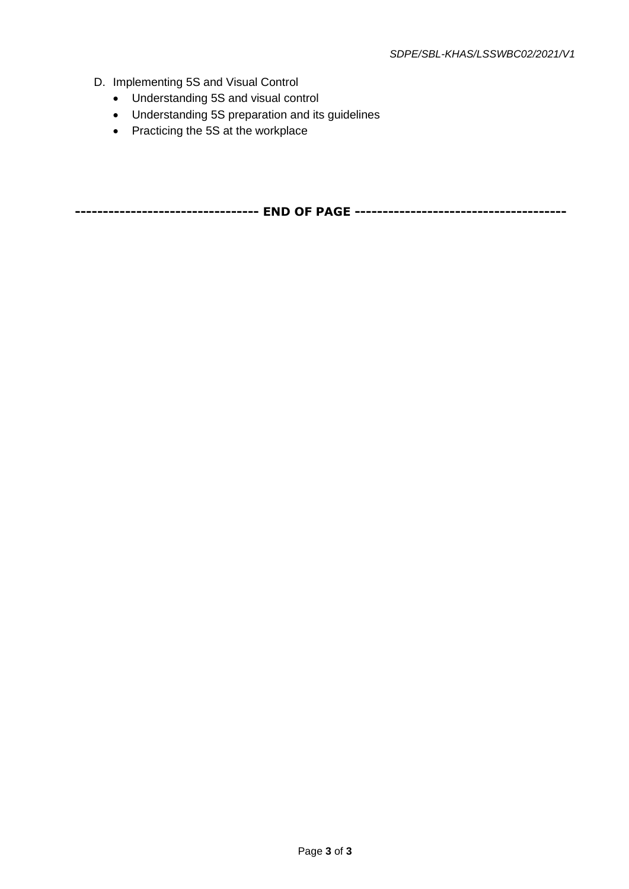D. Implementing 5S and Visual Control
   - Understanding 5S and visual control
   - Understanding 5S preparation and its guidelines
   - Practicing the 5S at the workplace

**-------------------------------- END OF PAGE -------------------------------------**